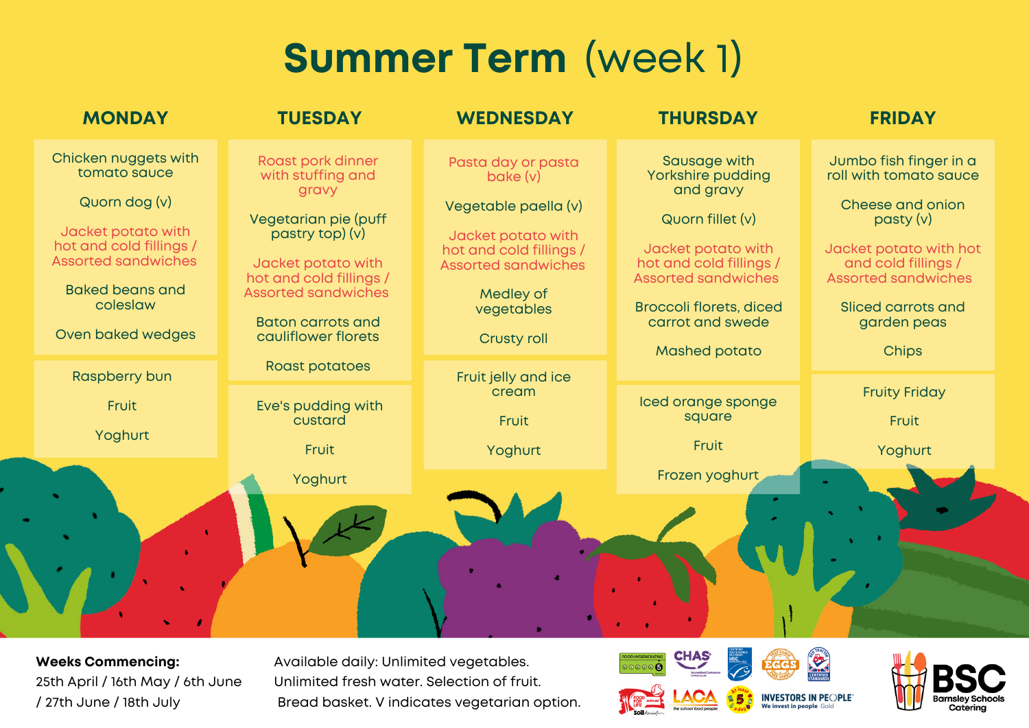# Summer Term (week 1)

| MONDAY | TUESDAY | WEDNESDAY | THURSDAY | FRIDAY |
| --- | --- | --- | --- | --- |
| Chicken nuggets with tomato sauce | Roast pork dinner with stuffing and gravy | Pasta day or pasta bake (v) | Sausage with Yorkshire pudding and gravy | Jumbo fish finger in a roll with tomato sauce |
| Quorn dog (v) | Vegetarian pie (puff pastry top) (v) | Vegetable paella (v) | Quorn fillet (v) | Cheese and onion pasty (v) |
| Jacket potato with hot and cold fillings / Assorted sandwiches | Jacket potato with hot and cold fillings / Assorted sandwiches | Jacket potato with hot and cold fillings / Assorted sandwiches | Jacket potato with hot and cold fillings / Assorted sandwiches | Jacket potato with hot and cold fillings / Assorted sandwiches |
| Baked beans and coleslaw | Baton carrots and cauliflower florets | Medley of vegetables | Broccoli florets, diced carrot and swede | Sliced carrots and garden peas |
| Oven baked wedges | Roast potatoes | Crusty roll | Mashed potato | Chips |
| Raspberry bun | Eve's pudding with custard | Fruit jelly and ice cream | Iced orange sponge square | Fruity Friday |
| Fruit | Fruit | Fruit | Fruit | Fruit |
| Yoghurt | Yoghurt | Yoghurt | Frozen yoghurt | Yoghurt |

**Weeks Commencing:**
25th April / 16th May / 6th June / 27th June / 18th July

Available daily: Unlimited vegetables. Unlimited fresh water. Selection of fruit. Bread basket. V indicates vegetarian option.

BSC Barnsley Schools Catering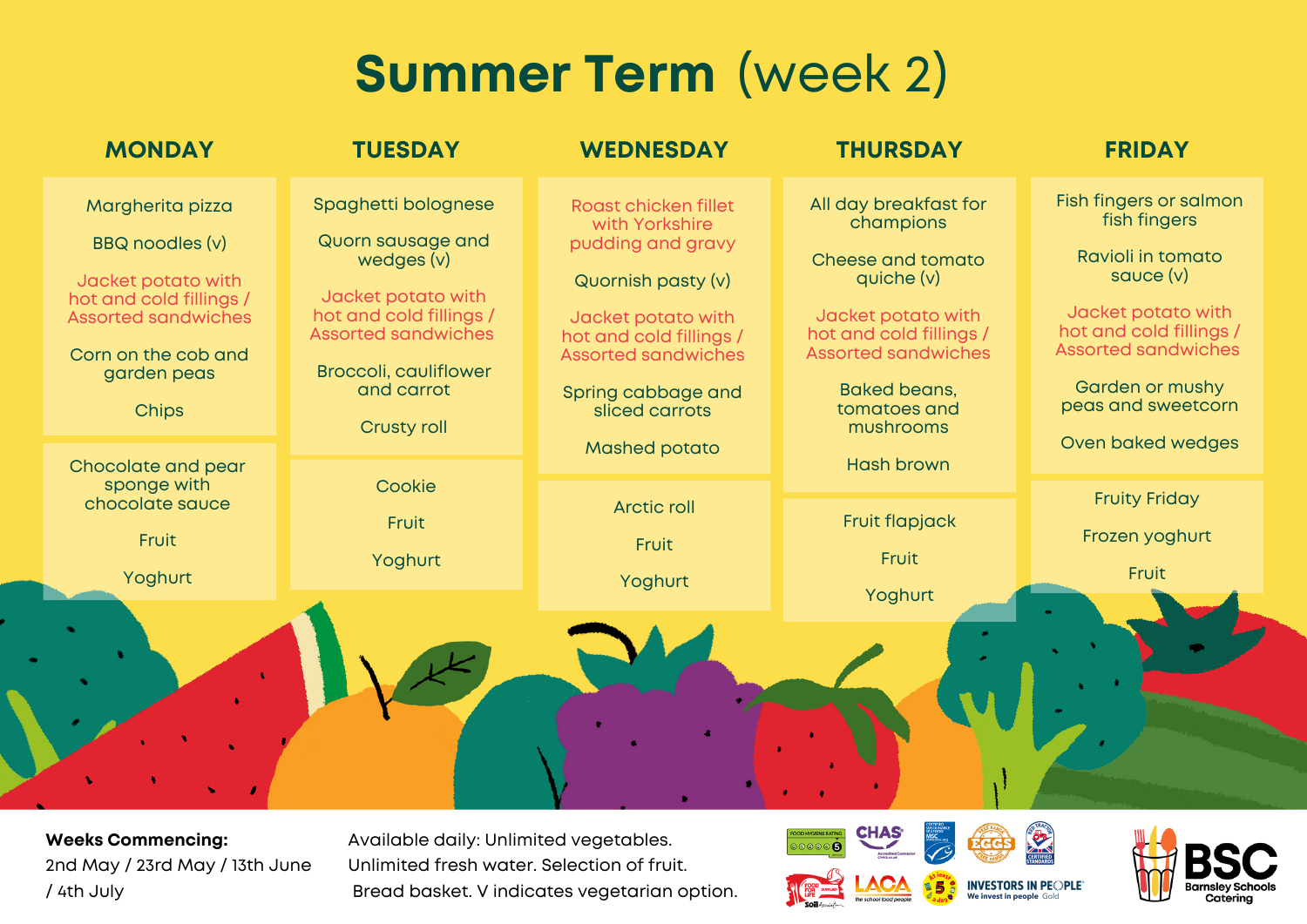# Summer Term (week 2)

| MONDAY | TUESDAY | WEDNESDAY | THURSDAY | FRIDAY |
|---|---|---|---|---|
| Margherita pizza | Spaghetti bolognese | Roast chicken fillet with Yorkshire pudding and gravy | All day breakfast for champions | Fish fingers or salmon fish fingers |
| BBQ noodles (v) | Quorn sausage and wedges (v) | Quornish pasty (v) | Cheese and tomato quiche (v) | Ravioli in tomato sauce (v) |
| Jacket potato with hot and cold fillings / Assorted sandwiches | Jacket potato with hot and cold fillings / Assorted sandwiches | Jacket potato with hot and cold fillings / Assorted sandwiches | Jacket potato with hot and cold fillings / Assorted sandwiches | Jacket potato with hot and cold fillings / Assorted sandwiches |
| Corn on the cob and garden peas | Broccoli, cauliflower and carrot | Spring cabbage and sliced carrots | Baked beans, tomatoes and mushrooms | Garden or mushy peas and sweetcorn |
| Chips | Crusty roll | Mashed potato | Hash brown | Oven baked wedges |
| Chocolate and pear sponge with chocolate sauce | Cookie | Arctic roll | Fruit flapjack | Fruity Friday |
| Fruit | Fruit | Fruit | Fruit | Frozen yoghurt |
| Yoghurt | Yoghurt | Yoghurt | Yoghurt | Fruit |

**Weeks Commencing:**
2nd May / 23rd May / 13th June / 4th July

Available daily: Unlimited vegetables. Unlimited fresh water. Selection of fruit. Bread basket. V indicates vegetarian option.

BSC Barnsley Schools Catering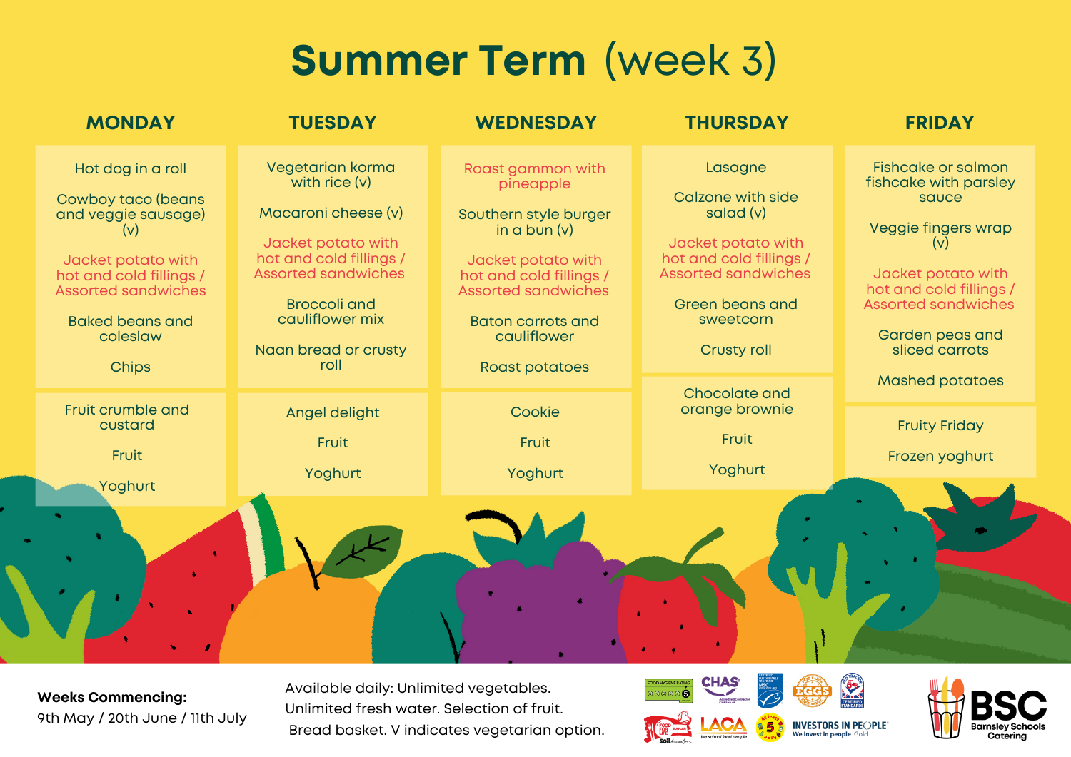# Summer Term (week 3)

| MONDAY | TUESDAY | WEDNESDAY | THURSDAY | FRIDAY |
|---|---|---|---|---|
| Hot dog in a roll | Vegetarian korma with rice (v) | Roast gammon with pineapple | Lasagne | Fishcake or salmon fishcake with parsley sauce |
| Cowboy taco (beans and veggie sausage) (v) | Macaroni cheese (v) | Southern style burger in a bun (v) | Calzone with side salad (v) | Veggie fingers wrap (v) |
| Jacket potato with hot and cold fillings / Assorted sandwiches | Jacket potato with hot and cold fillings / Assorted sandwiches | Jacket potato with hot and cold fillings / Assorted sandwiches | Jacket potato with hot and cold fillings / Assorted sandwiches | Jacket potato with hot and cold fillings / Assorted sandwiches |
| Baked beans and coleslaw | Broccoli and cauliflower mix | Baton carrots and cauliflower | Green beans and sweetcorn | Garden peas and sliced carrots |
| Chips | Naan bread or crusty roll | Roast potatoes | Crusty roll | Mashed potatoes |
| Fruit crumble and custard | Angel delight | Cookie | Chocolate and orange brownie | Fruity Friday |
| Fruit | Fruit | Fruit | Fruit | Frozen yoghurt |
| Yoghurt | Yoghurt | Yoghurt | Yoghurt | |

**Weeks Commencing:**
9th May / 20th June / 11th July

Available daily: Unlimited vegetables.
Unlimited fresh water. Selection of fruit.
Bread basket. V indicates vegetarian option.

BSC Barnsley Schools Catering